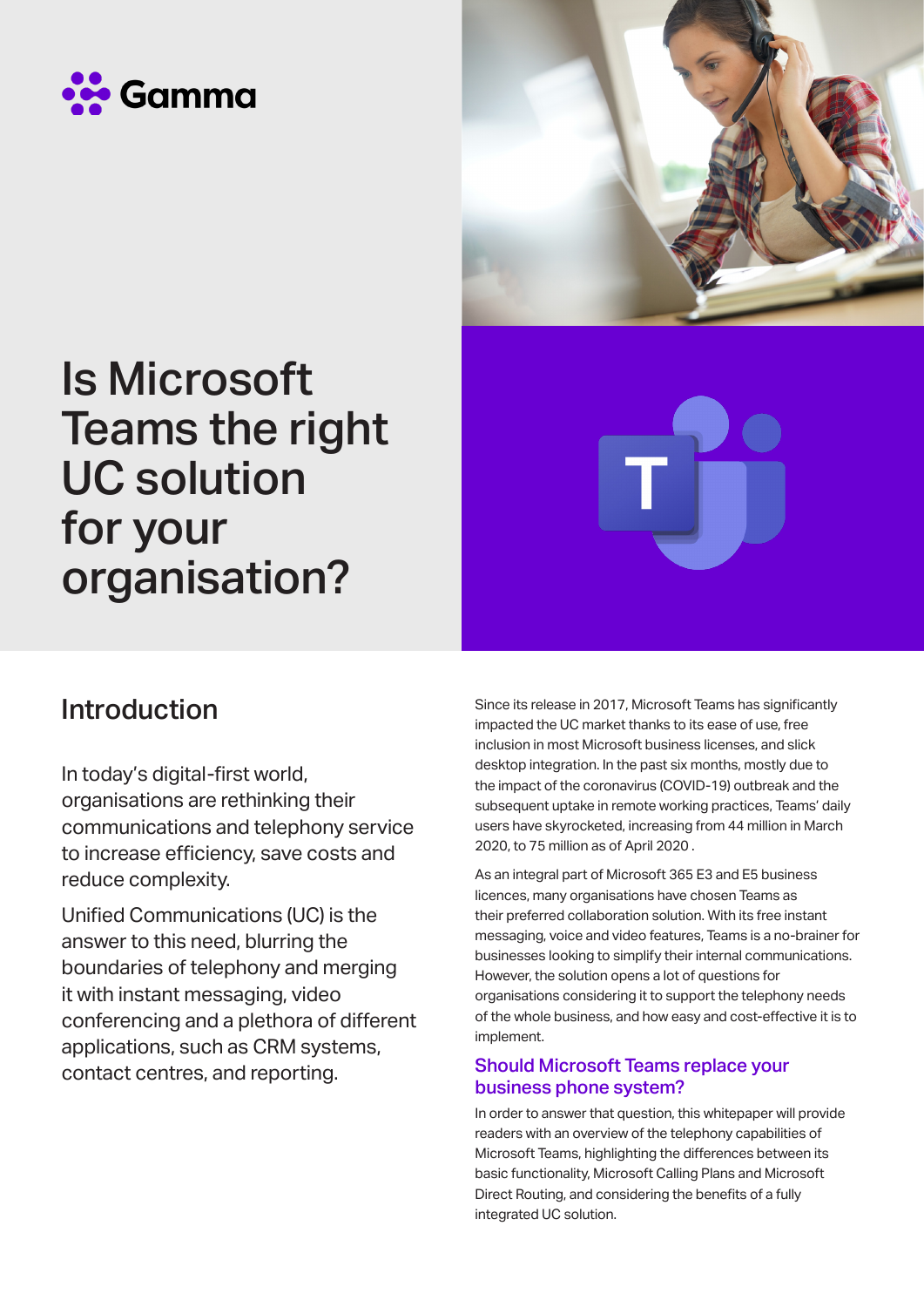Gamma

# Is Microsoft Teams the right UC solution for your organisation?

## Introduction

In today's digital-first world, organisations are rethinking their communications and telephony service to increase efficiency, save costs and reduce complexity.

Unified Communications (UC) is the answer to this need, blurring the boundaries of telephony and merging it with instant messaging, video conferencing and a plethora of different applications, such as CRM systems, contact centres, and reporting.

Since its release in 2017, Microsoft Teams has significantly impacted the UC market thanks to its ease of use, free inclusion in most Microsoft business licenses, and slick desktop integration. In the past six months, mostly due to the impact of the coronavirus (COVID-19) outbreak and the subsequent uptake in remote working practices, Teams' daily users have skyrocketed, increasing from 44 million in March 2020, to 75 million as of April 2020 .

As an integral part of Microsoft 365 E3 and E5 business licences, many organisations have chosen Teams as their preferred collaboration solution. With its free instant messaging, voice and video features, Teams is a no-brainer for businesses looking to simplify their internal communications. However, the solution opens a lot of questions for organisations considering it to support the telephony needs of the whole business, and how easy and cost-effective it is to implement.

### Should Microsoft Teams replace your business phone system?

In order to answer that question, this whitepaper will provide readers with an overview of the telephony capabilities of Microsoft Teams, highlighting the differences between its basic functionality, Microsoft Calling Plans and Microsoft Direct Routing, and considering the benefits of a fully integrated UC solution.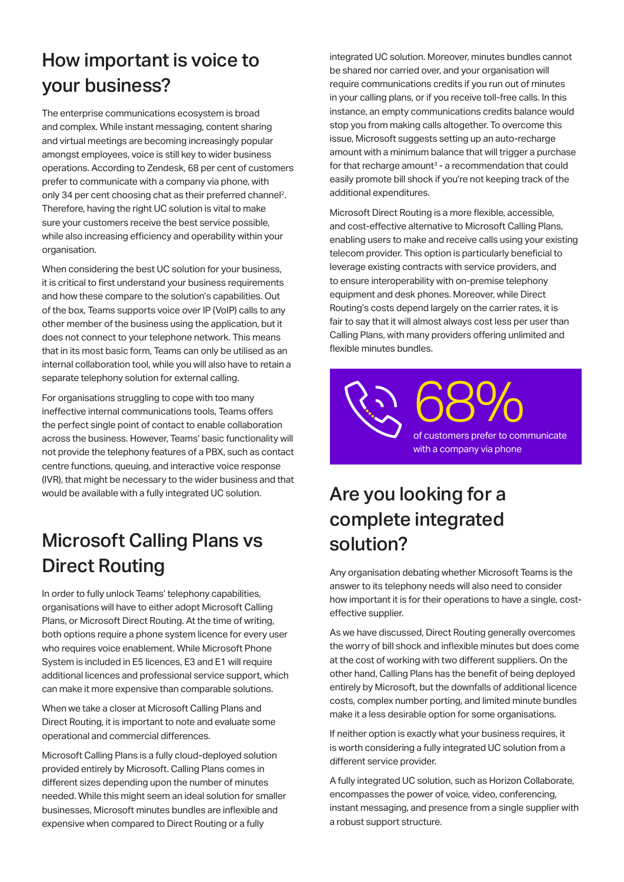## How important is voice to your business?

The enterprise communications ecosystem is broad and complex. While instant messaging, content sharing and virtual meetings are becoming increasingly popular amongst employees, voice is still key to wider business operations. According to Zendesk, 68 per cent of customers prefer to communicate with a company via phone, with only 34 per cent choosing chat as their preferred channel[2]. Therefore, having the right UC solution is vital to make sure your customers receive the best service possible, while also increasing efficiency and operability within your organisation.

When considering the best UC solution for your business, it is critical to first understand your business requirements and how these compare to the solution's capabilities. Out of the box, Teams supports voice over IP (VoIP) calls to any other member of the business using the application, but it does not connect to your telephone network. This means that in its most basic form, Teams can only be utilised as an internal collaboration tool, while you will also have to retain a separate telephony solution for external calling.

For organisations struggling to cope with too many ineffective internal communications tools, Teams offers the perfect single point of contact to enable collaboration across the business. However, Teams' basic functionality will not provide the telephony features of a PBX, such as contact centre functions, queuing, and interactive voice response (IVR), that might be necessary to the wider business and that would be available with a fully integrated UC solution.

## Microsoft Calling Plans vs Direct Routing

In order to fully unlock Teams' telephony capabilities, organisations will have to either adopt Microsoft Calling Plans, or Microsoft Direct Routing. At the time of writing, both options require a phone system licence for every user who requires voice enablement. While Microsoft Phone System is included in E5 licences, E3 and E1 will require additional licences and professional service support, which can make it more expensive than comparable solutions.

When we take a closer at Microsoft Calling Plans and Direct Routing, it is important to note and evaluate some operational and commercial differences.

Microsoft Calling Plans is a fully cloud-deployed solution provided entirely by Microsoft. Calling Plans comes in different sizes depending upon the number of minutes needed. While this might seem an ideal solution for smaller businesses, Microsoft minutes bundles are inflexible and expensive when compared to Direct Routing or a fully integrated UC solution. Moreover, minutes bundles cannot be shared nor carried over, and your organisation will require communications credits if you run out of minutes in your calling plans, or if you receive toll-free calls. In this instance, an empty communications credits balance would stop you from making calls altogether. To overcome this issue, Microsoft suggests setting up an auto-recharge amount with a minimum balance that will trigger a purchase for that recharge amount[3] - a recommendation that could easily promote bill shock if you're not keeping track of the additional expenditures.

Microsoft Direct Routing is a more flexible, accessible, and cost-effective alternative to Microsoft Calling Plans, enabling users to make and receive calls using your existing telecom provider. This option is particularly beneficial to leverage existing contracts with service providers, and to ensure interoperability with on-premise telephony equipment and desk phones. Moreover, while Direct Routing's costs depend largely on the carrier rates, it is fair to say that it will almost always cost less per user than Calling Plans, with many providers offering unlimited and flexible minutes bundles.

**68%**
of customers prefer to communicate with a company via phone

## Are you looking for a complete integrated solution?

Any organisation debating whether Microsoft Teams is the answer to its telephony needs will also need to consider how important it is for their operations to have a single, cost-effective supplier.

As we have discussed, Direct Routing generally overcomes the worry of bill shock and inflexible minutes but does come at the cost of working with two different suppliers. On the other hand, Calling Plans has the benefit of being deployed entirely by Microsoft, but the downfalls of additional licence costs, complex number porting, and limited minute bundles make it a less desirable option for some organisations.

If neither option is exactly what your business requires, it is worth considering a fully integrated UC solution from a different service provider.

A fully integrated UC solution, such as Horizon Collaborate, encompasses the power of voice, video, conferencing, instant messaging, and presence from a single supplier with a robust support structure.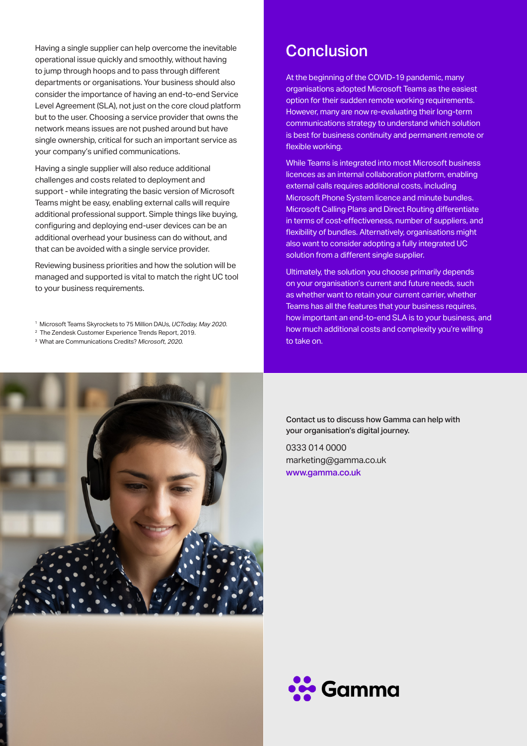Having a single supplier can help overcome the inevitable operational issue quickly and smoothly, without having to jump through hoops and to pass through different departments or organisations. Your business should also consider the importance of having an end-to-end Service Level Agreement (SLA), not just on the core cloud platform but to the user. Choosing a service provider that owns the network means issues are not pushed around but have single ownership, critical for such an important service as your company's unified communications.

Having a single supplier will also reduce additional challenges and costs related to deployment and support - while integrating the basic version of Microsoft Teams might be easy, enabling external calls will require additional professional support. Simple things like buying, configuring and deploying end-user devices can be an additional overhead your business can do without, and that can be avoided with a single service provider.

Reviewing business priorities and how the solution will be managed and supported is vital to match the right UC tool to your business requirements.

[1] Microsoft Teams Skyrockets to 75 Million DAUs, *UCToday, May 2020.*
[2] The Zendesk Customer Experience Trends Report, 2019.
[3] What are Communications Credits? *Microsoft, 2020.*

# Conclusion

At the beginning of the COVID-19 pandemic, many organisations adopted Microsoft Teams as the easiest option for their sudden remote working requirements. However, many are now re-evaluating their long-term communications strategy to understand which solution is best for business continuity and permanent remote or flexible working.

While Teams is integrated into most Microsoft business licences as an internal collaboration platform, enabling external calls requires additional costs, including Microsoft Phone System licence and minute bundles. Microsoft Calling Plans and Direct Routing differentiate in terms of cost-effectiveness, number of suppliers, and flexibility of bundles. Alternatively, organisations might also want to consider adopting a fully integrated UC solution from a different single supplier.

Ultimately, the solution you choose primarily depends on your organisation's current and future needs, such as whether want to retain your current carrier, whether Teams has all the features that your business requires, how important an end-to-end SLA is to your business, and how much additional costs and complexity you're willing to take on.

Contact us to discuss how Gamma can help with your organisation's digital journey.

0333 014 0000
marketing@gamma.co.uk
www.gamma.co.uk

Gamma